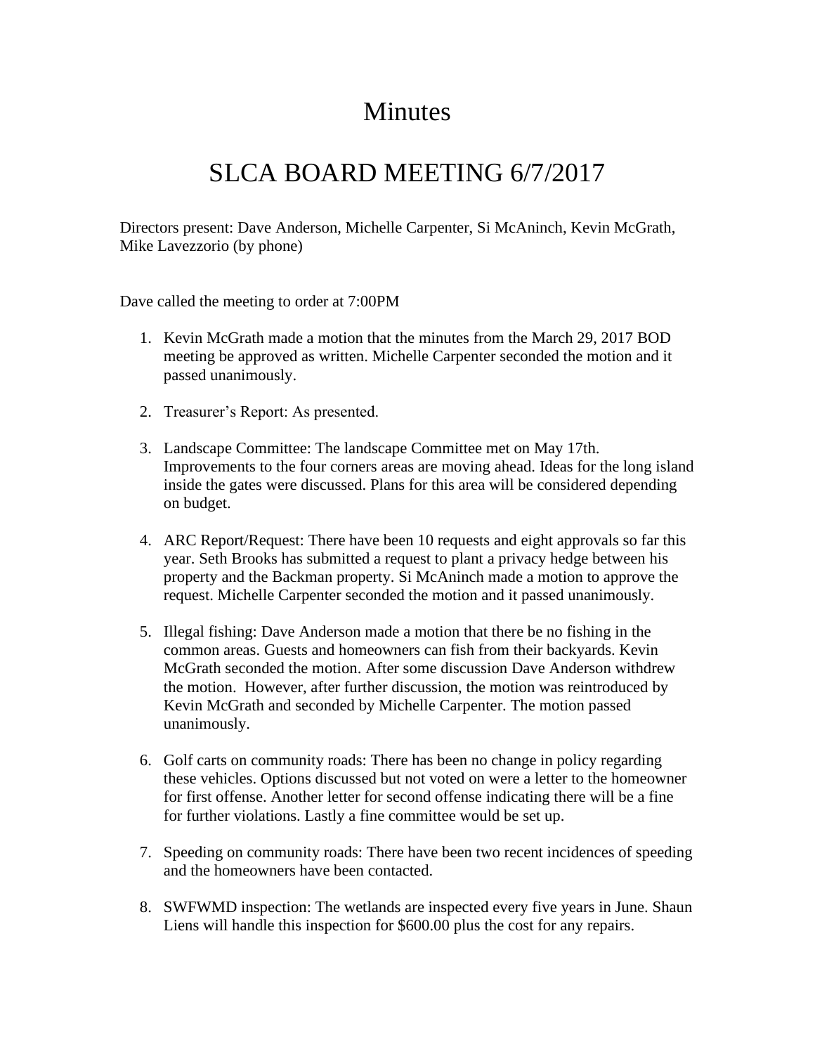# Minutes

# SLCA BOARD MEETING 6/7/2017

Directors present: Dave Anderson, Michelle Carpenter, Si McAninch, Kevin McGrath, Mike Lavezzorio (by phone)

Dave called the meeting to order at 7:00PM

1. Kevin McGrath made a motion that the minutes from the March 29, 2017 BOD meeting be approved as written. Michelle Carpenter seconded the motion and it passed unanimously.

2. Treasurer's Report: As presented.

3. Landscape Committee: The landscape Committee met on May 17th. Improvements to the four corners areas are moving ahead. Ideas for the long island inside the gates were discussed. Plans for this area will be considered depending on budget.

4. ARC Report/Request: There have been 10 requests and eight approvals so far this year. Seth Brooks has submitted a request to plant a privacy hedge between his property and the Backman property. Si McAninch made a motion to approve the request. Michelle Carpenter seconded the motion and it passed unanimously.

5. Illegal fishing: Dave Anderson made a motion that there be no fishing in the common areas. Guests and homeowners can fish from their backyards. Kevin McGrath seconded the motion. After some discussion Dave Anderson withdrew the motion. However, after further discussion, the motion was reintroduced by Kevin McGrath and seconded by Michelle Carpenter. The motion passed unanimously.

6. Golf carts on community roads: There has been no change in policy regarding these vehicles. Options discussed but not voted on were a letter to the homeowner for first offense. Another letter for second offense indicating there will be a fine for further violations. Lastly a fine committee would be set up.

7. Speeding on community roads: There have been two recent incidences of speeding and the homeowners have been contacted.

8. SWFWMD inspection: The wetlands are inspected every five years in June. Shaun Liens will handle this inspection for $600.00 plus the cost for any repairs.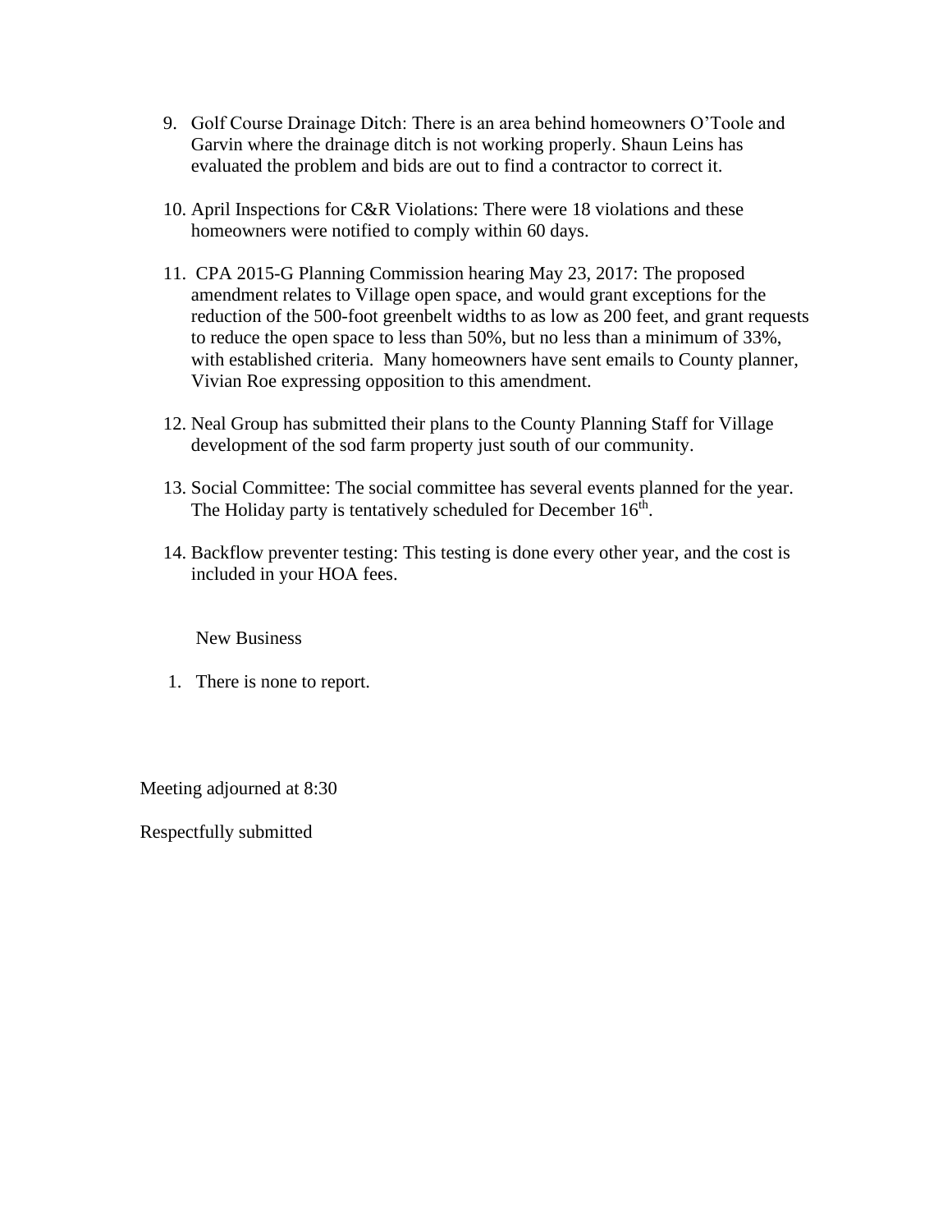9. Golf Course Drainage Ditch: There is an area behind homeowners O'Toole and Garvin where the drainage ditch is not working properly. Shaun Leins has evaluated the problem and bids are out to find a contractor to correct it.

10. April Inspections for C&R Violations: There were 18 violations and these homeowners were notified to comply within 60 days.

11. CPA 2015-G Planning Commission hearing May 23, 2017: The proposed amendment relates to Village open space, and would grant exceptions for the reduction of the 500-foot greenbelt widths to as low as 200 feet, and grant requests to reduce the open space to less than 50%, but no less than a minimum of 33%, with established criteria. Many homeowners have sent emails to County planner, Vivian Roe expressing opposition to this amendment.

12. Neal Group has submitted their plans to the County Planning Staff for Village development of the sod farm property just south of our community.

13. Social Committee: The social committee has several events planned for the year. The Holiday party is tentatively scheduled for December 16th.

14. Backflow preventer testing: This testing is done every other year, and the cost is included in your HOA fees.

New Business

1. There is none to report.

Meeting adjourned at 8:30

Respectfully submitted